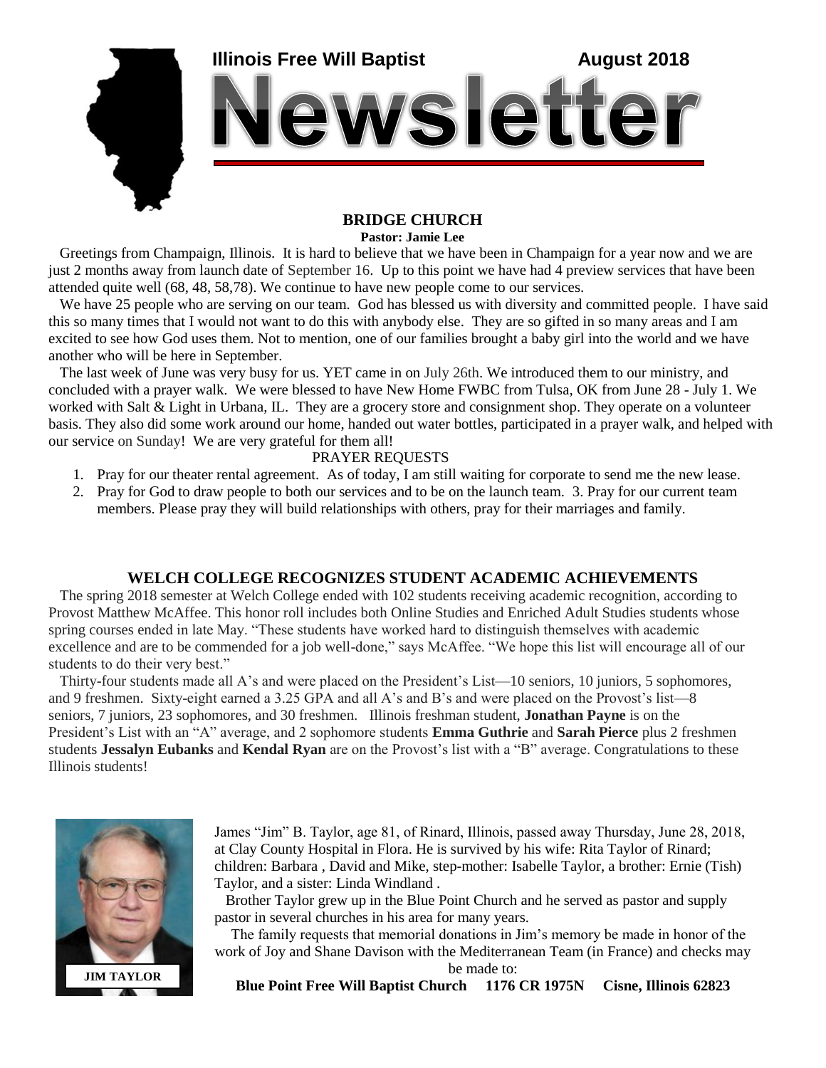**Illinois Free Will Baptist** **August 2018**

# Newsletter

## BRIDGE CHURCH

**Pastor: Jamie Lee**

Greetings from Champaign, Illinois. It is hard to believe that we have been in Champaign for a year now and we are just 2 months away from launch date of September 16. Up to this point we have had 4 preview services that have been attended quite well (68, 48, 58,78). We continue to have new people come to our services.

We have 25 people who are serving on our team. God has blessed us with diversity and committed people. I have said this so many times that I would not want to do this with anybody else. They are so gifted in so many areas and I am excited to see how God uses them. Not to mention, one of our families brought a baby girl into the world and we have another who will be here in September.

The last week of June was very busy for us. YET came in on July 26th. We introduced them to our ministry, and concluded with a prayer walk. We were blessed to have New Home FWBC from Tulsa, OK from June 28 - July 1. We worked with Salt & Light in Urbana, IL. They are a grocery store and consignment shop. They operate on a volunteer basis. They also did some work around our home, handed out water bottles, participated in a prayer walk, and helped with our service on Sunday! We are very grateful for them all!

PRAYER REQUESTS

1. Pray for our theater rental agreement. As of today, I am still waiting for corporate to send me the new lease.
2. Pray for God to draw people to both our services and to be on the launch team. 3. Pray for our current team members. Please pray they will build relationships with others, pray for their marriages and family.

## WELCH COLLEGE RECOGNIZES STUDENT ACADEMIC ACHIEVEMENTS

The spring 2018 semester at Welch College ended with 102 students receiving academic recognition, according to Provost Matthew McAffee. This honor roll includes both Online Studies and Enriched Adult Studies students whose spring courses ended in late May. "These students have worked hard to distinguish themselves with academic excellence and are to be commended for a job well-done," says McAffee. "We hope this list will encourage all of our students to do their very best."

Thirty-four students made all A's and were placed on the President's List—10 seniors, 10 juniors, 5 sophomores, and 9 freshmen. Sixty-eight earned a 3.25 GPA and all A's and B's and were placed on the Provost's list—8 seniors, 7 juniors, 23 sophomores, and 30 freshmen. Illinois freshman student, **Jonathan Payne** is on the President's List with an "A" average, and 2 sophomore students **Emma Guthrie** and **Sarah Pierce** plus 2 freshmen students **Jessalyn Eubanks** and **Kendal Ryan** are on the Provost's list with a "B" average. Congratulations to these Illinois students!

**JIM TAYLOR**

James "Jim" B. Taylor, age 81, of Rinard, Illinois, passed away Thursday, June 28, 2018, at Clay County Hospital in Flora. He is survived by his wife: Rita Taylor of Rinard; children: Barbara , David and Mike, step-mother: Isabelle Taylor, a brother: Ernie (Tish) Taylor, and a sister: Linda Windland .

Brother Taylor grew up in the Blue Point Church and he served as pastor and supply pastor in several churches in his area for many years.

The family requests that memorial donations in Jim's memory be made in honor of the work of Joy and Shane Davison with the Mediterranean Team (in France) and checks may be made to:

**Blue Point Free Will Baptist Church 1176 CR 1975N Cisne, Illinois 62823**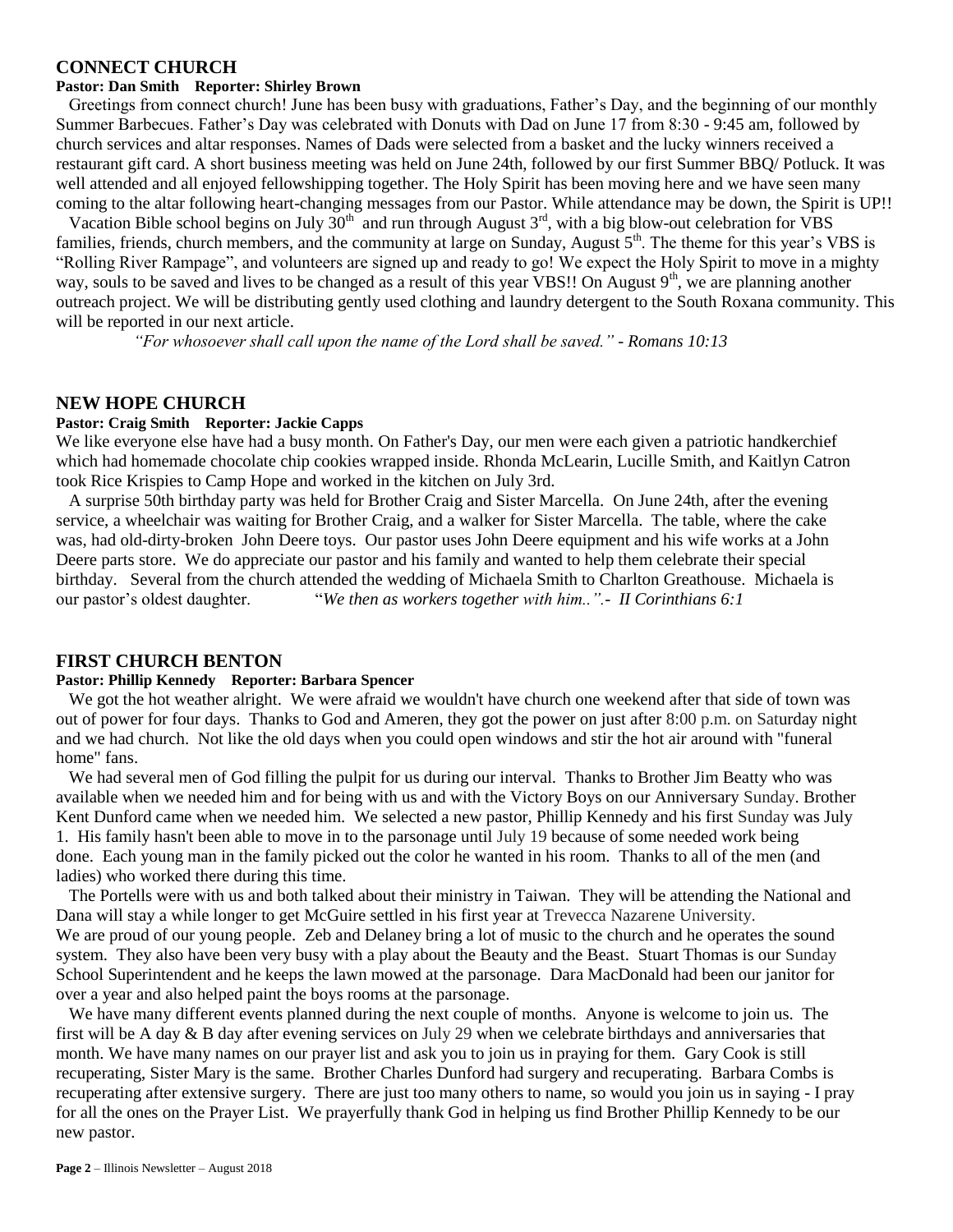## CONNECT CHURCH

**Pastor: Dan Smith    Reporter: Shirley Brown**

Greetings from connect church! June has been busy with graduations, Father's Day, and the beginning of our monthly Summer Barbecues. Father's Day was celebrated with Donuts with Dad on June 17 from 8:30 - 9:45 am, followed by church services and altar responses. Names of Dads were selected from a basket and the lucky winners received a restaurant gift card. A short business meeting was held on June 24th, followed by our first Summer BBQ/ Potluck. It was well attended and all enjoyed fellowshipping together. The Holy Spirit has been moving here and we have seen many coming to the altar following heart-changing messages from our Pastor. While attendance may be down, the Spirit is UP!!

Vacation Bible school begins on July 30th and run through August 3rd, with a big blow-out celebration for VBS families, friends, church members, and the community at large on Sunday, August 5th. The theme for this year's VBS is "Rolling River Rampage", and volunteers are signed up and ready to go! We expect the Holy Spirit to move in a mighty way, souls to be saved and lives to be changed as a result of this year VBS!! On August 9th, we are planning another outreach project. We will be distributing gently used clothing and laundry detergent to the South Roxana community. This will be reported in our next article.

*"For whosoever shall call upon the name of the Lord shall be saved." - Romans 10:13*

## NEW HOPE CHURCH

**Pastor: Craig Smith    Reporter: Jackie Capps**

We like everyone else have had a busy month. On Father's Day, our men were each given a patriotic handkerchief which had homemade chocolate chip cookies wrapped inside. Rhonda McLearin, Lucille Smith, and Kaitlyn Catron took Rice Krispies to Camp Hope and worked in the kitchen on July 3rd.

A surprise 50th birthday party was held for Brother Craig and Sister Marcella. On June 24th, after the evening service, a wheelchair was waiting for Brother Craig, and a walker for Sister Marcella. The table, where the cake was, had old-dirty-broken John Deere toys. Our pastor uses John Deere equipment and his wife works at a John Deere parts store. We do appreciate our pastor and his family and wanted to help them celebrate their special birthday. Several from the church attended the wedding of Michaela Smith to Charlton Greathouse. Michaela is our pastor's oldest daughter. "*We then as workers together with him..".- II Corinthians 6:1*

## FIRST CHURCH BENTON

**Pastor: Phillip Kennedy    Reporter: Barbara Spencer**

We got the hot weather alright. We were afraid we wouldn't have church one weekend after that side of town was out of power for four days. Thanks to God and Ameren, they got the power on just after 8:00 p.m. on Saturday night and we had church. Not like the old days when you could open windows and stir the hot air around with "funeral home" fans.

We had several men of God filling the pulpit for us during our interval. Thanks to Brother Jim Beatty who was available when we needed him and for being with us and with the Victory Boys on our Anniversary Sunday. Brother Kent Dunford came when we needed him. We selected a new pastor, Phillip Kennedy and his first Sunday was July 1. His family hasn't been able to move in to the parsonage until July 19 because of some needed work being done. Each young man in the family picked out the color he wanted in his room. Thanks to all of the men (and ladies) who worked there during this time.

The Portells were with us and both talked about their ministry in Taiwan. They will be attending the National and Dana will stay a while longer to get McGuire settled in his first year at Trevecca Nazarene University.
We are proud of our young people. Zeb and Delaney bring a lot of music to the church and he operates the sound system. They also have been very busy with a play about the Beauty and the Beast. Stuart Thomas is our Sunday School Superintendent and he keeps the lawn mowed at the parsonage. Dara MacDonald had been our janitor for over a year and also helped paint the boys rooms at the parsonage.

We have many different events planned during the next couple of months. Anyone is welcome to join us. The first will be A day & B day after evening services on July 29 when we celebrate birthdays and anniversaries that month. We have many names on our prayer list and ask you to join us in praying for them. Gary Cook is still recuperating, Sister Mary is the same. Brother Charles Dunford had surgery and recuperating. Barbara Combs is recuperating after extensive surgery. There are just too many others to name, so would you join us in saying - I pray for all the ones on the Prayer List. We prayerfully thank God in helping us find Brother Phillip Kennedy to be our new pastor.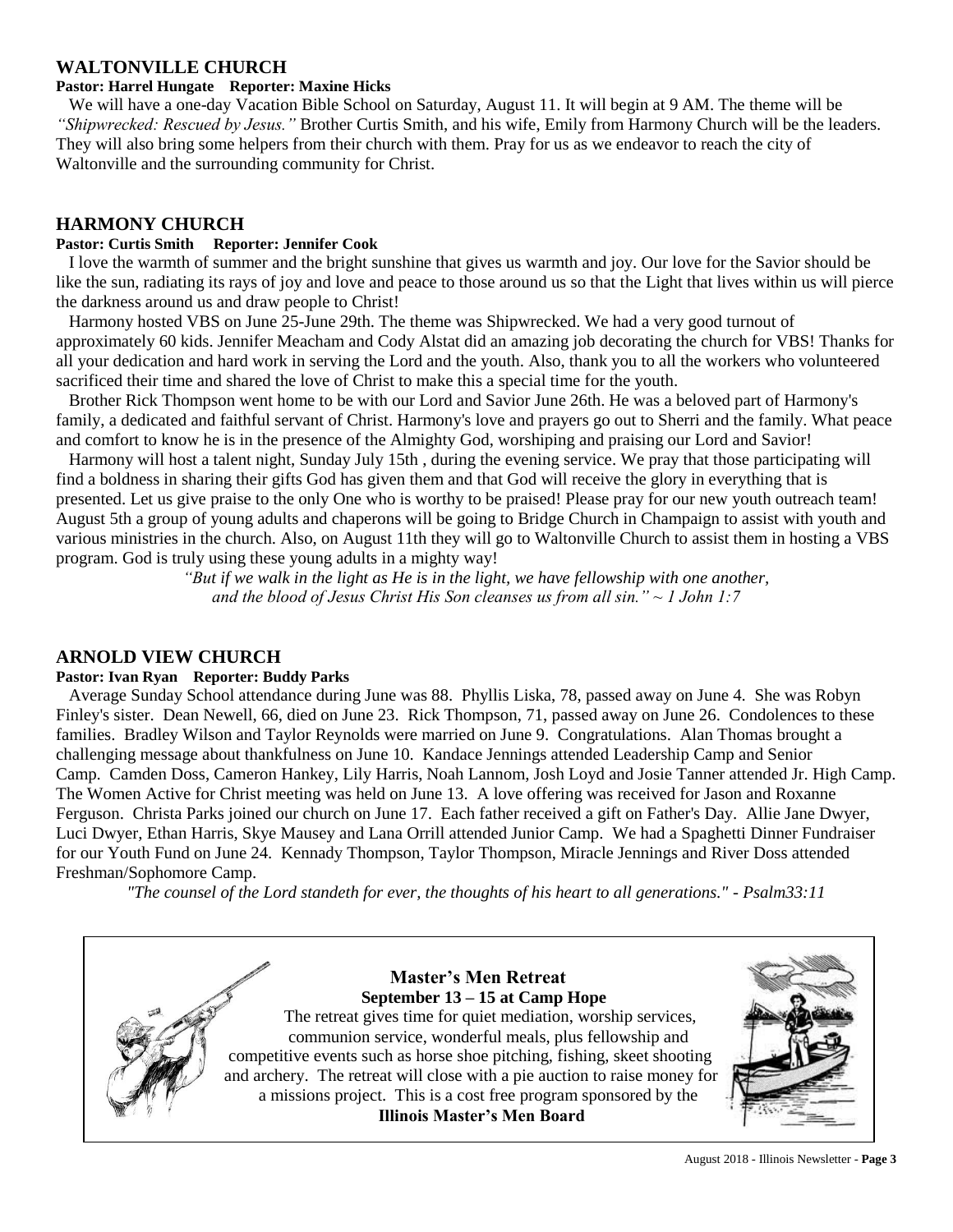## WALTONVILLE CHURCH

**Pastor: Harrel Hungate Reporter: Maxine Hicks**

We will have a one-day Vacation Bible School on Saturday, August 11. It will begin at 9 AM. The theme will be *"Shipwrecked: Rescued by Jesus."* Brother Curtis Smith, and his wife, Emily from Harmony Church will be the leaders. They will also bring some helpers from their church with them. Pray for us as we endeavor to reach the city of Waltonville and the surrounding community for Christ.

## HARMONY CHURCH

**Pastor: Curtis Smith Reporter: Jennifer Cook**

I love the warmth of summer and the bright sunshine that gives us warmth and joy. Our love for the Savior should be like the sun, radiating its rays of joy and love and peace to those around us so that the Light that lives within us will pierce the darkness around us and draw people to Christ!

Harmony hosted VBS on June 25-June 29th. The theme was Shipwrecked. We had a very good turnout of approximately 60 kids. Jennifer Meacham and Cody Alstat did an amazing job decorating the church for VBS! Thanks for all your dedication and hard work in serving the Lord and the youth. Also, thank you to all the workers who volunteered sacrificed their time and shared the love of Christ to make this a special time for the youth.

Brother Rick Thompson went home to be with our Lord and Savior June 26th. He was a beloved part of Harmony's family, a dedicated and faithful servant of Christ. Harmony's love and prayers go out to Sherri and the family. What peace and comfort to know he is in the presence of the Almighty God, worshiping and praising our Lord and Savior!

Harmony will host a talent night, Sunday July 15th , during the evening service. We pray that those participating will find a boldness in sharing their gifts God has given them and that God will receive the glory in everything that is presented. Let us give praise to the only One who is worthy to be praised! Please pray for our new youth outreach team! August 5th a group of young adults and chaperons will be going to Bridge Church in Champaign to assist with youth and various ministries in the church. Also, on August 11th they will go to Waltonville Church to assist them in hosting a VBS program. God is truly using these young adults in a mighty way!

*"But if we walk in the light as He is in the light, we have fellowship with one another, and the blood of Jesus Christ His Son cleanses us from all sin." ~ 1 John 1:7*

## ARNOLD VIEW CHURCH

**Pastor: Ivan Ryan Reporter: Buddy Parks**

Average Sunday School attendance during June was 88. Phyllis Liska, 78, passed away on June 4. She was Robyn Finley's sister. Dean Newell, 66, died on June 23. Rick Thompson, 71, passed away on June 26. Condolences to these families. Bradley Wilson and Taylor Reynolds were married on June 9. Congratulations. Alan Thomas brought a challenging message about thankfulness on June 10. Kandace Jennings attended Leadership Camp and Senior Camp. Camden Doss, Cameron Hankey, Lily Harris, Noah Lannom, Josh Loyd and Josie Tanner attended Jr. High Camp. The Women Active for Christ meeting was held on June 13. A love offering was received for Jason and Roxanne Ferguson. Christa Parks joined our church on June 17. Each father received a gift on Father's Day. Allie Jane Dwyer, Luci Dwyer, Ethan Harris, Skye Mausey and Lana Orrill attended Junior Camp. We had a Spaghetti Dinner Fundraiser for our Youth Fund on June 24. Kennady Thompson, Taylor Thompson, Miracle Jennings and River Doss attended Freshman/Sophomore Camp.

*"The counsel of the Lord standeth for ever, the thoughts of his heart to all generations." - Psalm33:11*

---

**Master's Men Retreat**
**September 13 – 15 at Camp Hope**

The retreat gives time for quiet mediation, worship services, communion service, wonderful meals, plus fellowship and competitive events such as horse shoe pitching, fishing, skeet shooting and archery. The retreat will close with a pie auction to raise money for a missions project. This is a cost free program sponsored by the **Illinois Master's Men Board**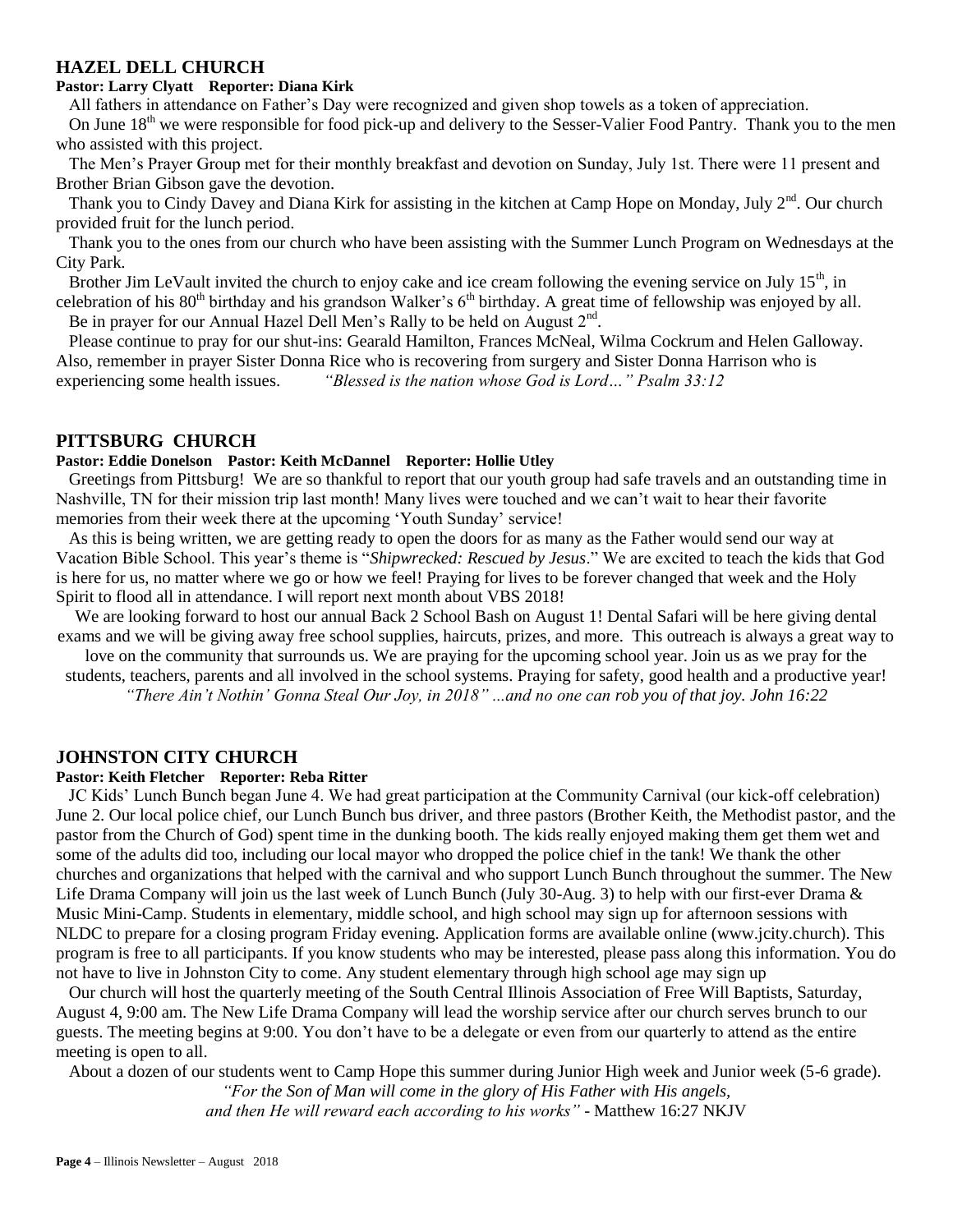## HAZEL DELL CHURCH

**Pastor: Larry Clyatt Reporter: Diana Kirk**

All fathers in attendance on Father's Day were recognized and given shop towels as a token of appreciation.

On June 18th we were responsible for food pick-up and delivery to the Sesser-Valier Food Pantry. Thank you to the men who assisted with this project.

The Men's Prayer Group met for their monthly breakfast and devotion on Sunday, July 1st. There were 11 present and Brother Brian Gibson gave the devotion.

Thank you to Cindy Davey and Diana Kirk for assisting in the kitchen at Camp Hope on Monday, July 2nd. Our church provided fruit for the lunch period.

Thank you to the ones from our church who have been assisting with the Summer Lunch Program on Wednesdays at the City Park.

Brother Jim LeVault invited the church to enjoy cake and ice cream following the evening service on July 15th, in celebration of his 80th birthday and his grandson Walker's 6th birthday. A great time of fellowship was enjoyed by all.

Be in prayer for our Annual Hazel Dell Men's Rally to be held on August 2nd.

Please continue to pray for our shut-ins: Gearald Hamilton, Frances McNeal, Wilma Cockrum and Helen Galloway. Also, remember in prayer Sister Donna Rice who is recovering from surgery and Sister Donna Harrison who is experiencing some health issues. *"Blessed is the nation whose God is Lord…" Psalm 33:12*

## PITTSBURG CHURCH

**Pastor: Eddie Donelson Pastor: Keith McDannel Reporter: Hollie Utley**

Greetings from Pittsburg! We are so thankful to report that our youth group had safe travels and an outstanding time in Nashville, TN for their mission trip last month! Many lives were touched and we can't wait to hear their favorite memories from their week there at the upcoming 'Youth Sunday' service!

As this is being written, we are getting ready to open the doors for as many as the Father would send our way at Vacation Bible School. This year's theme is "*Shipwrecked: Rescued by Jesus*." We are excited to teach the kids that God is here for us, no matter where we go or how we feel! Praying for lives to be forever changed that week and the Holy Spirit to flood all in attendance. I will report next month about VBS 2018!

We are looking forward to host our annual Back 2 School Bash on August 1! Dental Safari will be here giving dental exams and we will be giving away free school supplies, haircuts, prizes, and more. This outreach is always a great way to love on the community that surrounds us. We are praying for the upcoming school year. Join us as we pray for the students, teachers, parents and all involved in the school systems. Praying for safety, good health and a productive year!

*"There Ain't Nothin' Gonna Steal Our Joy, in 2018" ...and no one can rob you of that joy. John 16:22*

## JOHNSTON CITY CHURCH

**Pastor: Keith Fletcher Reporter: Reba Ritter**

JC Kids' Lunch Bunch began June 4. We had great participation at the Community Carnival (our kick-off celebration) June 2. Our local police chief, our Lunch Bunch bus driver, and three pastors (Brother Keith, the Methodist pastor, and the pastor from the Church of God) spent time in the dunking booth. The kids really enjoyed making them get them wet and some of the adults did too, including our local mayor who dropped the police chief in the tank! We thank the other churches and organizations that helped with the carnival and who support Lunch Bunch throughout the summer. The New Life Drama Company will join us the last week of Lunch Bunch (July 30-Aug. 3) to help with our first-ever Drama & Music Mini-Camp. Students in elementary, middle school, and high school may sign up for afternoon sessions with NLDC to prepare for a closing program Friday evening. Application forms are available online (www.jcity.church). This program is free to all participants. If you know students who may be interested, please pass along this information. You do not have to live in Johnston City to come. Any student elementary through high school age may sign up

Our church will host the quarterly meeting of the South Central Illinois Association of Free Will Baptists, Saturday, August 4, 9:00 am. The New Life Drama Company will lead the worship service after our church serves brunch to our guests. The meeting begins at 9:00. You don't have to be a delegate or even from our quarterly to attend as the entire meeting is open to all.

About a dozen of our students went to Camp Hope this summer during Junior High week and Junior week (5-6 grade).

*"For the Son of Man will come in the glory of His Father with His angels, and then He will reward each according to his works"* - Matthew 16:27 NKJV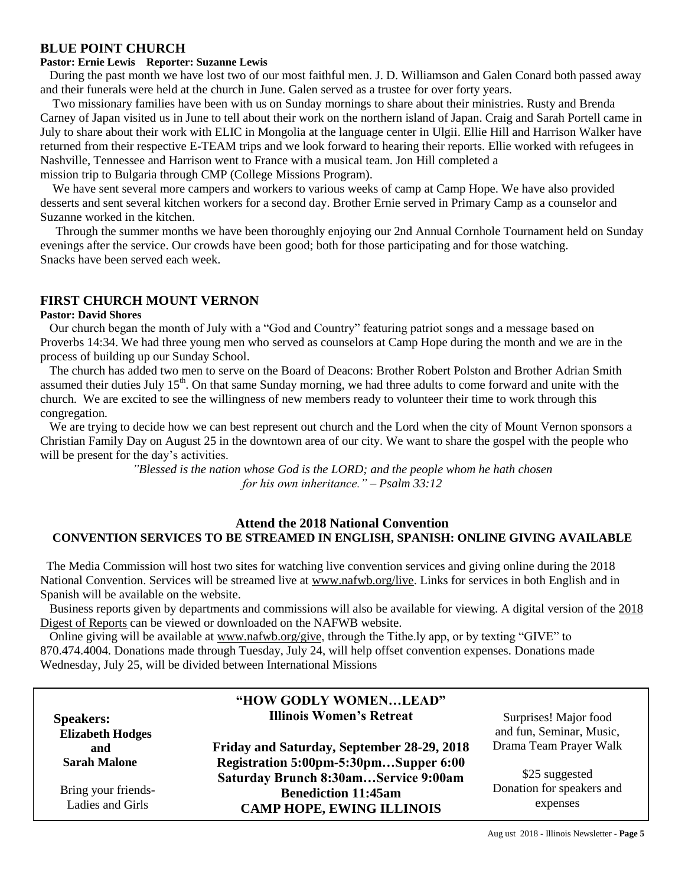## BLUE POINT CHURCH

**Pastor: Ernie Lewis Reporter: Suzanne Lewis**

During the past month we have lost two of our most faithful men. J. D. Williamson and Galen Conard both passed away and their funerals were held at the church in June. Galen served as a trustee for over forty years.

Two missionary families have been with us on Sunday mornings to share about their ministries. Rusty and Brenda Carney of Japan visited us in June to tell about their work on the northern island of Japan. Craig and Sarah Portell came in July to share about their work with ELIC in Mongolia at the language center in Ulgii. Ellie Hill and Harrison Walker have returned from their respective E-TEAM trips and we look forward to hearing their reports. Ellie worked with refugees in Nashville, Tennessee and Harrison went to France with a musical team. Jon Hill completed a mission trip to Bulgaria through CMP (College Missions Program).

We have sent several more campers and workers to various weeks of camp at Camp Hope. We have also provided desserts and sent several kitchen workers for a second day. Brother Ernie served in Primary Camp as a counselor and Suzanne worked in the kitchen.

Through the summer months we have been thoroughly enjoying our 2nd Annual Cornhole Tournament held on Sunday evenings after the service. Our crowds have been good; both for those participating and for those watching. Snacks have been served each week.

## FIRST CHURCH MOUNT VERNON

**Pastor: David Shores**

Our church began the month of July with a "God and Country" featuring patriot songs and a message based on Proverbs 14:34. We had three young men who served as counselors at Camp Hope during the month and we are in the process of building up our Sunday School.

The church has added two men to serve on the Board of Deacons: Brother Robert Polston and Brother Adrian Smith assumed their duties July 15th. On that same Sunday morning, we had three adults to come forward and unite with the church. We are excited to see the willingness of new members ready to volunteer their time to work through this congregation.

We are trying to decide how we can best represent out church and the Lord when the city of Mount Vernon sponsors a Christian Family Day on August 25 in the downtown area of our city. We want to share the gospel with the people who will be present for the day's activities.

*"Blessed is the nation whose God is the LORD; and the people whom he hath chosen for his own inheritance." – Psalm 33:12*

### Attend the 2018 National Convention

### CONVENTION SERVICES TO BE STREAMED IN ENGLISH, SPANISH: ONLINE GIVING AVAILABLE

The Media Commission will host two sites for watching live convention services and giving online during the 2018 National Convention. Services will be streamed live at www.nafwb.org/live. Links for services in both English and in Spanish will be available on the website.

Business reports given by departments and commissions will also be available for viewing. A digital version of the 2018 Digest of Reports can be viewed or downloaded on the NAFWB website.

Online giving will be available at www.nafwb.org/give, through the Tithe.ly app, or by texting "GIVE" to 870.474.4004. Donations made through Tuesday, July 24, will help offset convention expenses. Donations made Wednesday, July 25, will be divided between International Missions

**"HOW GODLY WOMEN…LEAD"**
**Illinois Women's Retreat**

**Speakers:**
**Elizabeth Hodges**
**and**
**Sarah Malone**

Bring your friends- Ladies and Girls

**Friday and Saturday, September 28-29, 2018**
**Registration 5:00pm-5:30pm…Supper 6:00**
**Saturday Brunch 8:30am…Service 9:00am**
**Benediction 11:45am**
**CAMP HOPE, EWING ILLINOIS**

Surprises! Major food and fun, Seminar, Music, Drama Team Prayer Walk

$25 suggested Donation for speakers and expenses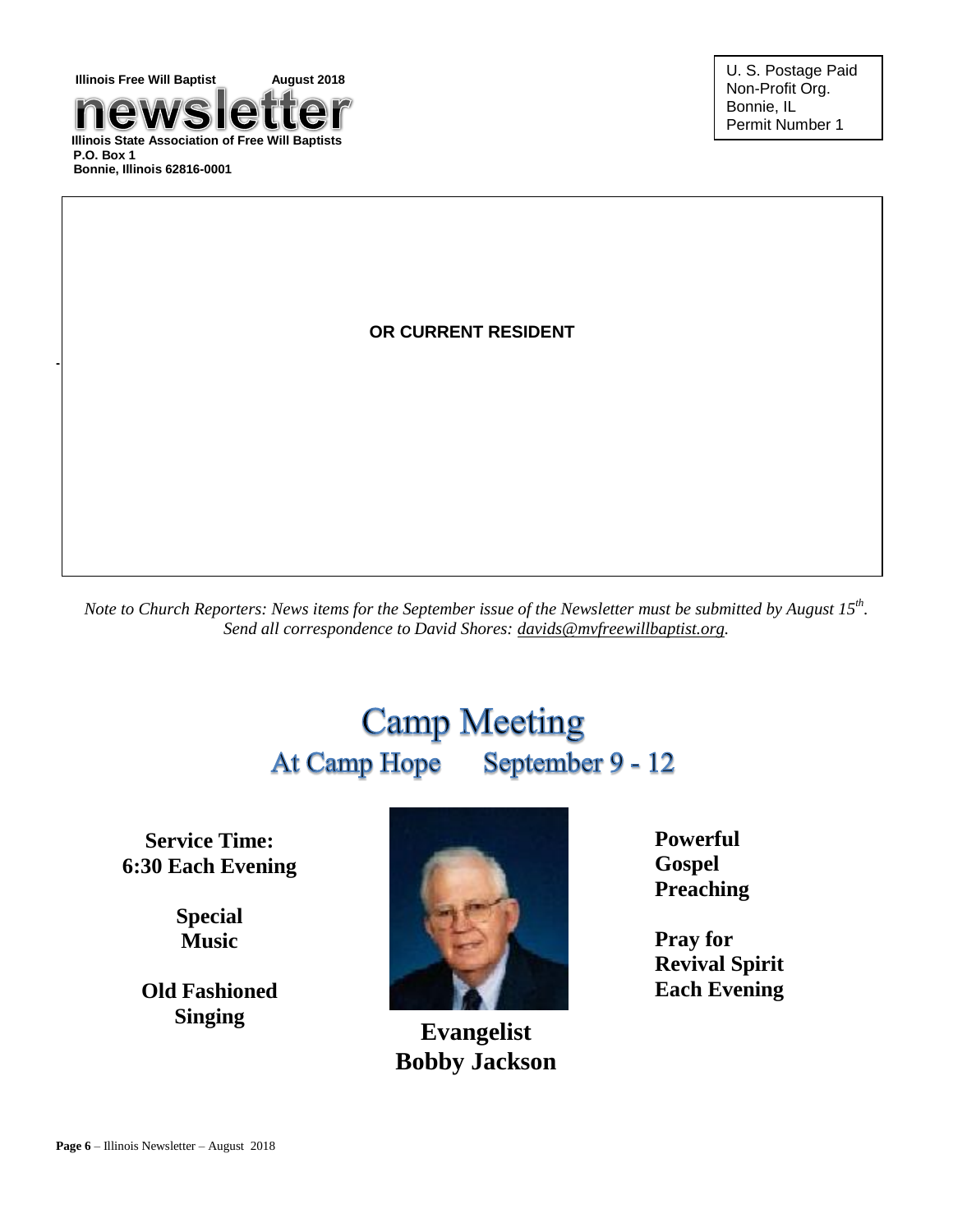Illinois Free Will Baptist August 2018

# newsletter

Illinois State Association of Free Will Baptists
P.O. Box 1
Bonnie, Illinois 62816-0001

U. S. Postage Paid
Non-Profit Org.
Bonnie, IL
Permit Number 1

**OR CURRENT RESIDENT**

*Note to Church Reporters: News items for the September issue of the Newsletter must be submitted by August 15th. Send all correspondence to David Shores: davids@mvfreewillbaptist.org.*

# Camp Meeting

## At Camp Hope September 9 - 12

**Service Time:**
**6:30 Each Evening**

**Special Music**

**Old Fashioned Singing**

**Evangelist**
**Bobby Jackson**

**Powerful Gospel Preaching**

**Pray for Revival Spirit Each Evening**